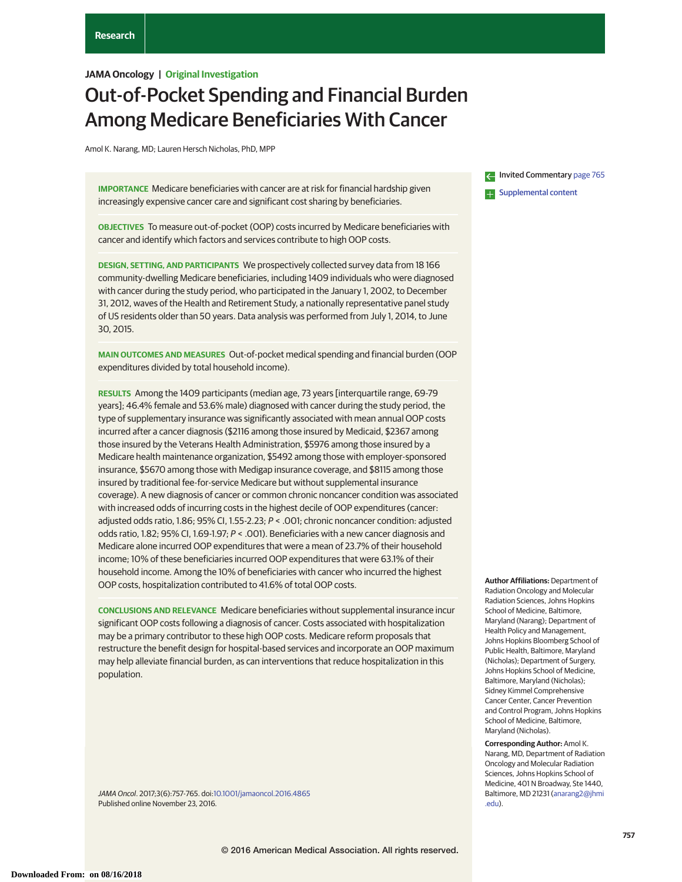Research

**JAMA Oncology | Original Investigation**

# Out-of-Pocket Spending and Financial Burden Among Medicare Beneficiaries With Cancer

Amol K. Narang, MD; Lauren Hersch Nicholas, PhD, MPP

Invited Commentary page 765

Supplemental content

**IMPORTANCE** Medicare beneficiaries with cancer are at risk for financial hardship given increasingly expensive cancer care and significant cost sharing by beneficiaries.

**OBJECTIVES** To measure out-of-pocket (OOP) costs incurred by Medicare beneficiaries with cancer and identify which factors and services contribute to high OOP costs.

**DESIGN, SETTING, AND PARTICIPANTS** We prospectively collected survey data from 18 166 community-dwelling Medicare beneficiaries, including 1409 individuals who were diagnosed with cancer during the study period, who participated in the January 1, 2002, to December 31, 2012, waves of the Health and Retirement Study, a nationally representative panel study of US residents older than 50 years. Data analysis was performed from July 1, 2014, to June 30, 2015.

**MAIN OUTCOMES AND MEASURES** Out-of-pocket medical spending and financial burden (OOP expenditures divided by total household income).

**RESULTS** Among the 1409 participants (median age, 73 years [interquartile range, 69-79 years]; 46.4% female and 53.6% male) diagnosed with cancer during the study period, the type of supplementary insurance was significantly associated with mean annual OOP costs incurred after a cancer diagnosis ($2116 among those insured by Medicaid, $2367 among those insured by the Veterans Health Administration, $5976 among those insured by a Medicare health maintenance organization, $5492 among those with employer-sponsored insurance, $5670 among those with Medigap insurance coverage, and $8115 among those insured by traditional fee-for-service Medicare but without supplemental insurance coverage). A new diagnosis of cancer or common chronic noncancer condition was associated with increased odds of incurring costs in the highest decile of OOP expenditures (cancer: adjusted odds ratio, 1.86; 95% CI, 1.55-2.23; $P < .001$; chronic noncancer condition: adjusted odds ratio, 1.82; 95% CI, 1.69-1.97; $P < .001$). Beneficiaries with a new cancer diagnosis and Medicare alone incurred OOP expenditures that were a mean of 23.7% of their household income; 10% of these beneficiaries incurred OOP expenditures that were 63.1% of their household income. Among the 10% of beneficiaries with cancer who incurred the highest OOP costs, hospitalization contributed to 41.6% of total OOP costs.

**CONCLUSIONS AND RELEVANCE** Medicare beneficiaries without supplemental insurance incur significant OOP costs following a diagnosis of cancer. Costs associated with hospitalization may be a primary contributor to these high OOP costs. Medicare reform proposals that restructure the benefit design for hospital-based services and incorporate an OOP maximum may help alleviate financial burden, as can interventions that reduce hospitalization in this population.

*JAMA Oncol*. 2017;3(6):757-765. doi:10.1001/jamaoncol.2016.4865
Published online November 23, 2016.

**Author Affiliations:** Department of Radiation Oncology and Molecular Radiation Sciences, Johns Hopkins School of Medicine, Baltimore, Maryland (Narang); Department of Health Policy and Management, Johns Hopkins Bloomberg School of Public Health, Baltimore, Maryland (Nicholas); Department of Surgery, Johns Hopkins School of Medicine, Baltimore, Maryland (Nicholas); Sidney Kimmel Comprehensive Cancer Center, Cancer Prevention and Control Program, Johns Hopkins School of Medicine, Baltimore, Maryland (Nicholas).

**Corresponding Author:** Amol K. Narang, MD, Department of Radiation Oncology and Molecular Radiation Sciences, Johns Hopkins School of Medicine, 401 N Broadway, Ste 1440, Baltimore, MD 21231 (anarang2@jhmi.edu).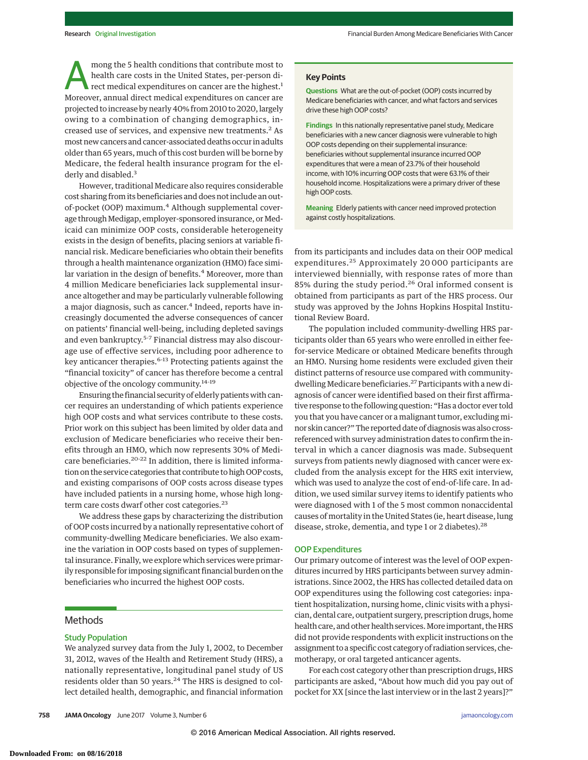Among the 5 health conditions that contribute most to health care costs in the United States, per-person direct medical expenditures on cancer are the highest.[1] Moreover, annual direct medical expenditures on cancer are projected to increase by nearly 40% from 2010 to 2020, largely owing to a combination of changing demographics, increased use of services, and expensive new treatments.[2] As most new cancers and cancer-associated deaths occur in adults older than 65 years, much of this cost burden will be borne by Medicare, the federal health insurance program for the elderly and disabled.[3]

However, traditional Medicare also requires considerable cost sharing from its beneficiaries and does not include an out-of-pocket (OOP) maximum.[4] Although supplemental coverage through Medigap, employer-sponsored insurance, or Medicaid can minimize OOP costs, considerable heterogeneity exists in the design of benefits, placing seniors at variable financial risk. Medicare beneficiaries who obtain their benefits through a health maintenance organization (HMO) face similar variation in the design of benefits.[4] Moreover, more than 4 million Medicare beneficiaries lack supplemental insurance altogether and may be particularly vulnerable following a major diagnosis, such as cancer.[4] Indeed, reports have increasingly documented the adverse consequences of cancer on patients' financial well-being, including depleted savings and even bankruptcy.[5-7] Financial distress may also discourage use of effective services, including poor adherence to key anticancer therapies.[6-13] Protecting patients against the "financial toxicity" of cancer has therefore become a central objective of the oncology community.[14-19]

Ensuring the financial security of elderly patients with cancer requires an understanding of which patients experience high OOP costs and what services contribute to these costs. Prior work on this subject has been limited by older data and exclusion of Medicare beneficiaries who receive their benefits through an HMO, which now represents 30% of Medicare beneficiaries.[20-22] In addition, there is limited information on the service categories that contribute to high OOP costs, and existing comparisons of OOP costs across disease types have included patients in a nursing home, whose high long-term care costs dwarf other cost categories.[23]

We address these gaps by characterizing the distribution of OOP costs incurred by a nationally representative cohort of community-dwelling Medicare beneficiaries. We also examine the variation in OOP costs based on types of supplemental insurance. Finally, we explore which services were primarily responsible for imposing significant financial burden on the beneficiaries who incurred the highest OOP costs.

**Key Points**

**Questions** What are the out-of-pocket (OOP) costs incurred by Medicare beneficiaries with cancer, and what factors and services drive these high OOP costs?

**Findings** In this nationally representative panel study, Medicare beneficiaries with a new cancer diagnosis were vulnerable to high OOP costs depending on their supplemental insurance: beneficiaries without supplemental insurance incurred OOP expenditures that were a mean of 23.7% of their household income, with 10% incurring OOP costs that were 63.1% of their household income. Hospitalizations were a primary driver of these high OOP costs.

**Meaning** Elderly patients with cancer need improved protection against costly hospitalizations.

## Methods

### Study Population

We analyzed survey data from the July 1, 2002, to December 31, 2012, waves of the Health and Retirement Study (HRS), a nationally representative, longitudinal panel study of US residents older than 50 years.[24] The HRS is designed to collect detailed health, demographic, and financial information from its participants and includes data on their OOP medical expenditures.[25] Approximately 20 000 participants are interviewed biennially, with response rates of more than 85% during the study period.[26] Oral informed consent is obtained from participants as part of the HRS process. Our study was approved by the Johns Hopkins Hospital Institutional Review Board.

The population included community-dwelling HRS participants older than 65 years who were enrolled in either fee-for-service Medicare or obtained Medicare benefits through an HMO. Nursing home residents were excluded given their distinct patterns of resource use compared with community-dwelling Medicare beneficiaries.[27] Participants with a new diagnosis of cancer were identified based on their first affirmative response to the following question: "Has a doctor ever told you that you have cancer or a malignant tumor, excluding minor skin cancer?" The reported date of diagnosis was also cross-referenced with survey administration dates to confirm the interval in which a cancer diagnosis was made. Subsequent surveys from patients newly diagnosed with cancer were excluded from the analysis except for the HRS exit interview, which was used to analyze the cost of end-of-life care. In addition, we used similar survey items to identify patients who were diagnosed with 1 of the 5 most common nonaccidental causes of mortality in the United States (ie, heart disease, lung disease, stroke, dementia, and type 1 or 2 diabetes).[28]

### OOP Expenditures

Our primary outcome of interest was the level of OOP expenditures incurred by HRS participants between survey administrations. Since 2002, the HRS has collected detailed data on OOP expenditures using the following cost categories: inpatient hospitalization, nursing home, clinic visits with a physician, dental care, outpatient surgery, prescription drugs, home health care, and other health services. More important, the HRS did not provide respondents with explicit instructions on the assignment to a specific cost category of radiation services, chemotherapy, or oral targeted anticancer agents.

For each cost category other than prescription drugs, HRS participants are asked, "About how much did you pay out of pocket for XX [since the last interview or in the last 2 years]?"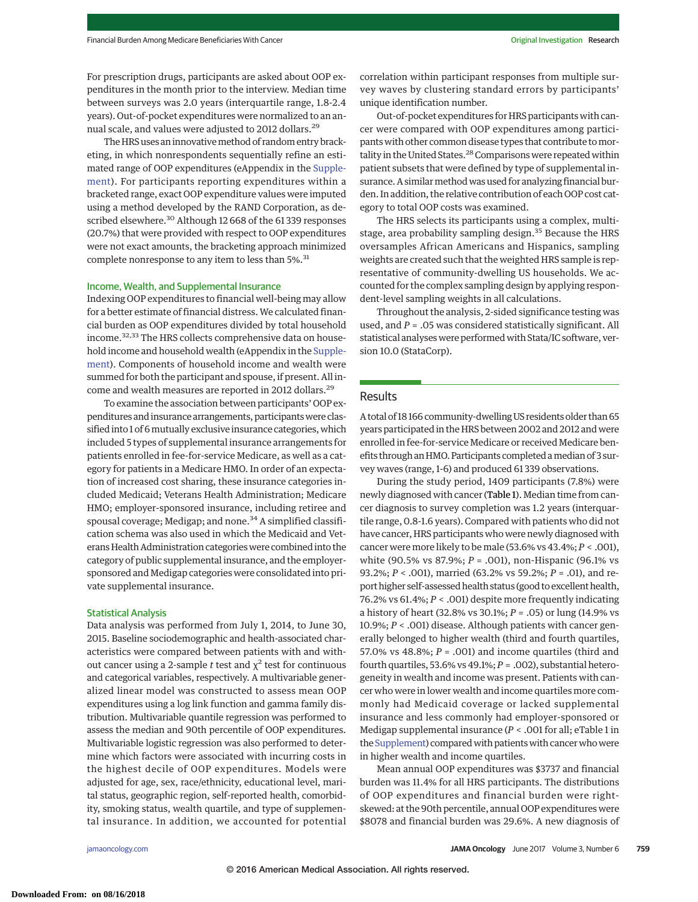For prescription drugs, participants are asked about OOP expenditures in the month prior to the interview. Median time between surveys was 2.0 years (interquartile range, 1.8-2.4 years). Out-of-pocket expenditures were normalized to an annual scale, and values were adjusted to 2012 dollars.[29]

The HRS uses an innovative method of random entry bracketing, in which nonrespondents sequentially refine an estimated range of OOP expenditures (eAppendix in the Supplement). For participants reporting expenditures within a bracketed range, exact OOP expenditure values were imputed using a method developed by the RAND Corporation, as described elsewhere.[30] Although 12 668 of the 61 339 responses (20.7%) that were provided with respect to OOP expenditures were not exact amounts, the bracketing approach minimized complete nonresponse to any item to less than 5%.[31]

### Income, Wealth, and Supplemental Insurance

Indexing OOP expenditures to financial well-being may allow for a better estimate of financial distress. We calculated financial burden as OOP expenditures divided by total household income.[32,33] The HRS collects comprehensive data on household income and household wealth (eAppendix in the Supplement). Components of household income and wealth were summed for both the participant and spouse, if present. All income and wealth measures are reported in 2012 dollars.[29]

To examine the association between participants' OOP expenditures and insurance arrangements, participants were classified into 1 of 6 mutually exclusive insurance categories, which included 5 types of supplemental insurance arrangements for patients enrolled in fee-for-service Medicare, as well as a category for patients in a Medicare HMO. In order of an expectation of increased cost sharing, these insurance categories included Medicaid; Veterans Health Administration; Medicare HMO; employer-sponsored insurance, including retiree and spousal coverage; Medigap; and none.[34] A simplified classification schema was also used in which the Medicaid and Veterans Health Administration categories were combined into the category of public supplemental insurance, and the employer-sponsored and Medigap categories were consolidated into private supplemental insurance.

### Statistical Analysis

Data analysis was performed from July 1, 2014, to June 30, 2015. Baseline sociodemographic and health-associated characteristics were compared between patients with and without cancer using a 2-sample *t* test and $\chi^2$ test for continuous and categorical variables, respectively. A multivariable generalized linear model was constructed to assess mean OOP expenditures using a log link function and gamma family distribution. Multivariable quantile regression was performed to assess the median and 90th percentile of OOP expenditures. Multivariable logistic regression was also performed to determine which factors were associated with incurring costs in the highest decile of OOP expenditures. Models were adjusted for age, sex, race/ethnicity, educational level, marital status, geographic region, self-reported health, comorbidity, smoking status, wealth quartile, and type of supplemental insurance. In addition, we accounted for potential correlation within participant responses from multiple survey waves by clustering standard errors by participants' unique identification number.

Out-of-pocket expenditures for HRS participants with cancer were compared with OOP expenditures among participants with other common disease types that contribute to mortality in the United States.[28] Comparisons were repeated within patient subsets that were defined by type of supplemental insurance. A similar method was used for analyzing financial burden. In addition, the relative contribution of each OOP cost category to total OOP costs was examined.

The HRS selects its participants using a complex, multistage, area probability sampling design.[35] Because the HRS oversamples African Americans and Hispanics, sampling weights are created such that the weighted HRS sample is representative of community-dwelling US households. We accounted for the complex sampling design by applying respondent-level sampling weights in all calculations.

Throughout the analysis, 2-sided significance testing was used, and $P = .05$ was considered statistically significant. All statistical analyses were performed with Stata/IC software, version 10.0 (StataCorp).

## Results

A total of 18 166 community-dwelling US residents older than 65 years participated in the HRS between 2002 and 2012 and were enrolled in fee-for-service Medicare or received Medicare benefits through an HMO. Participants completed a median of 3 survey waves (range, 1-6) and produced 61 339 observations.

During the study period, 1409 participants (7.8%) were newly diagnosed with cancer (**Table 1**). Median time from cancer diagnosis to survey completion was 1.2 years (interquartile range, 0.8-1.6 years). Compared with patients who did not have cancer, HRS participants who were newly diagnosed with cancer were more likely to be male (53.6% vs 43.4%; $P < .001$), white (90.5% vs 87.9%; $P = .001$), non-Hispanic (96.1% vs 93.2%; $P < .001$), married (63.2% vs 59.2%; $P = .01$), and report higher self-assessed health status (good to excellent health, 76.2% vs 61.4%; $P < .001$) despite more frequently indicating a history of heart (32.8% vs 30.1%; $P = .05$) or lung (14.9% vs 10.9%; $P < .001$) disease. Although patients with cancer generally belonged to higher wealth (third and fourth quartiles, 57.0% vs 48.8%; $P = .001$) and income quartiles (third and fourth quartiles, 53.6% vs 49.1%; $P = .002$), substantial heterogeneity in wealth and income was present. Patients with cancer who were in lower wealth and income quartiles more commonly had Medicaid coverage or lacked supplemental insurance and less commonly had employer-sponsored or Medigap supplemental insurance ($P < .001$ for all; eTable 1 in the Supplement) compared with patients with cancer who were in higher wealth and income quartiles.

Mean annual OOP expenditures was $3737 and financial burden was 11.4% for all HRS participants. The distributions of OOP expenditures and financial burden were right-skewed: at the 90th percentile, annual OOP expenditures were $8078 and financial burden was 29.6%. A new diagnosis of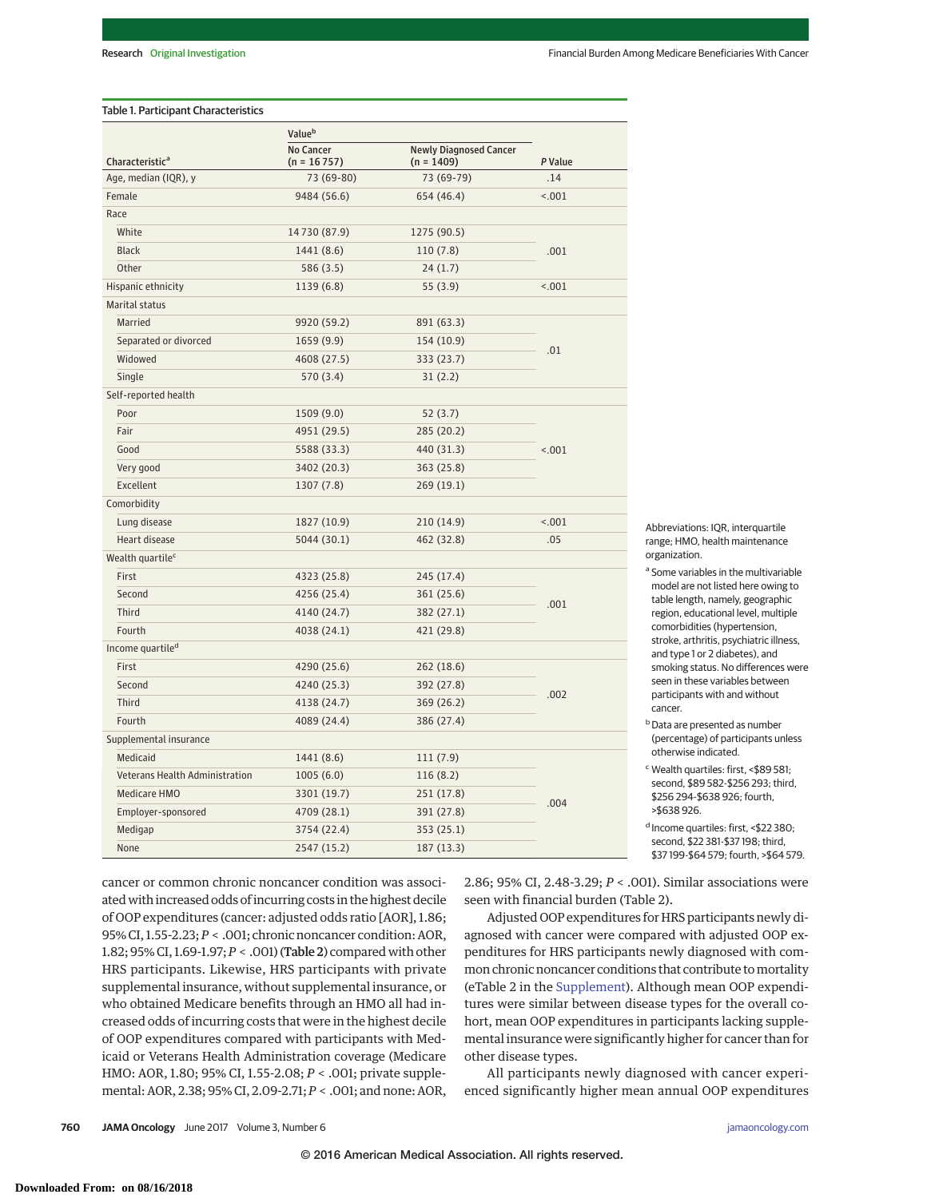Table 1. Participant Characteristics

| Characteristic[a] | Value[b] No Cancer (n = 16 757) | Value[b] Newly Diagnosed Cancer (n = 1409) | P Value |
|---|---|---|---|
| Age, median (IQR), y | 73 (69-80) | 73 (69-79) | .14 |
| Female | 9484 (56.6) | 654 (46.4) | <.001 |
| Race | | | |
| White | 14 730 (87.9) | 1275 (90.5) | .001 |
| Black | 1441 (8.6) | 110 (7.8) | |
| Other | 586 (3.5) | 24 (1.7) | |
| Hispanic ethnicity | 1139 (6.8) | 55 (3.9) | <.001 |
| Marital status | | | |
| Married | 9920 (59.2) | 891 (63.3) | .01 |
| Separated or divorced | 1659 (9.9) | 154 (10.9) | |
| Widowed | 4608 (27.5) | 333 (23.7) | |
| Single | 570 (3.4) | 31 (2.2) | |
| Self-reported health | | | |
| Poor | 1509 (9.0) | 52 (3.7) | <.001 |
| Fair | 4951 (29.5) | 285 (20.2) | |
| Good | 5588 (33.3) | 440 (31.3) | |
| Very good | 3402 (20.3) | 363 (25.8) | |
| Excellent | 1307 (7.8) | 269 (19.1) | |
| Comorbidity | | | |
| Lung disease | 1827 (10.9) | 210 (14.9) | <.001 |
| Heart disease | 5044 (30.1) | 462 (32.8) | .05 |
| Wealth quartile[c] | | | |
| First | 4323 (25.8) | 245 (17.4) | .001 |
| Second | 4256 (25.4) | 361 (25.6) | |
| Third | 4140 (24.7) | 382 (27.1) | |
| Fourth | 4038 (24.1) | 421 (29.8) | |
| Income quartile[d] | | | |
| First | 4290 (25.6) | 262 (18.6) | .002 |
| Second | 4240 (25.3) | 392 (27.8) | |
| Third | 4138 (24.7) | 369 (26.2) | |
| Fourth | 4089 (24.4) | 386 (27.4) | |
| Supplemental insurance | | | |
| Medicaid | 1441 (8.6) | 111 (7.9) | .004 |
| Veterans Health Administration | 1005 (6.0) | 116 (8.2) | |
| Medicare HMO | 3301 (19.7) | 251 (17.8) | |
| Employer-sponsored | 4709 (28.1) | 391 (27.8) | |
| Medigap | 3754 (22.4) | 353 (25.1) | |
| None | 2547 (15.2) | 187 (13.3) | |

Abbreviations: IQR, interquartile range; HMO, health maintenance organization.

[a] Some variables in the multivariable model are not listed here owing to table length, namely, geographic region, educational level, multiple comorbidities (hypertension, stroke, arthritis, psychiatric illness, and type 1 or 2 diabetes), and smoking status. No differences were seen in these variables between participants with and without cancer.

[b] Data are presented as number (percentage) of participants unless otherwise indicated.

[c] Wealth quartiles: first, <\$89 581; second, \$89 582-\$256 293; third, \$256 294-\$638 926; fourth, >\$638 926.

[d] Income quartiles: first, <\$22 380; second, \$22 381-\$37 198; third, \$37 199-\$64 579; fourth, >\$64 579.

cancer or common chronic noncancer condition was associated with increased odds of incurring costs in the highest decile of OOP expenditures (cancer: adjusted odds ratio [AOR], 1.86; 95% CI, 1.55-2.23; $P < .001$; chronic noncancer condition: AOR, 1.82; 95% CI, 1.69-1.97; $P < .001$) (**Table 2**) compared with other HRS participants. Likewise, HRS participants with private supplemental insurance, without supplemental insurance, or who obtained Medicare benefits through an HMO all had increased odds of incurring costs that were in the highest decile of OOP expenditures compared with participants with Medicaid or Veterans Health Administration coverage (Medicare HMO: AOR, 1.80; 95% CI, 1.55-2.08; $P < .001$; private supplemental: AOR, 2.38; 95% CI, 2.09-2.71; $P < .001$; and none: AOR, 2.86; 95% CI, 2.48-3.29; $P < .001$). Similar associations were seen with financial burden (Table 2).

Adjusted OOP expenditures for HRS participants newly diagnosed with cancer were compared with adjusted OOP expenditures for HRS participants newly diagnosed with common chronic noncancer conditions that contribute to mortality (eTable 2 in the Supplement). Although mean OOP expenditures were similar between disease types for the overall cohort, mean OOP expenditures in participants lacking supplemental insurance were significantly higher for cancer than for other disease types.

All participants newly diagnosed with cancer experienced significantly higher mean annual OOP expenditures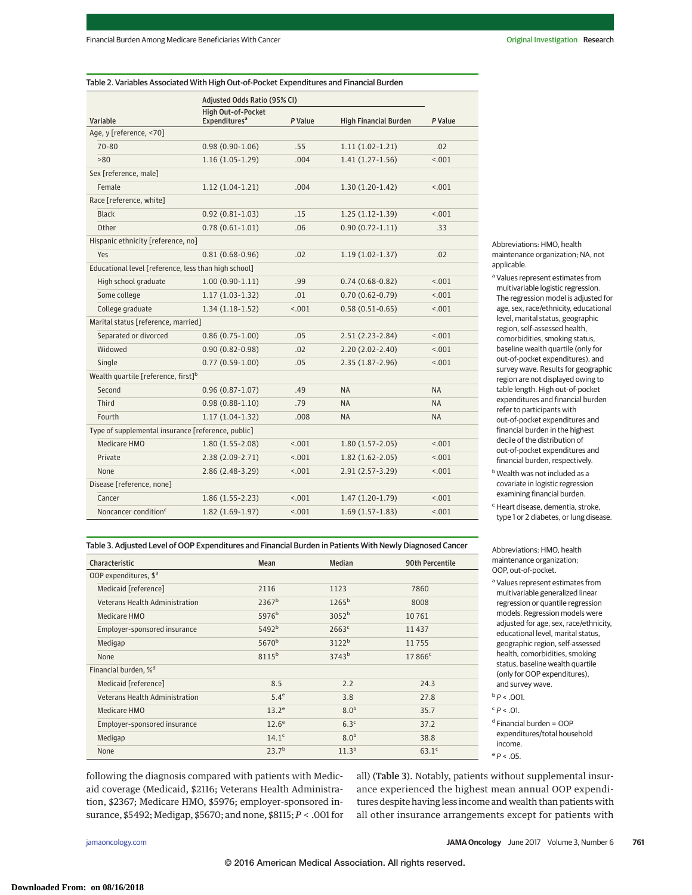Table 2. Variables Associated With High Out-of-Pocket Expenditures and Financial Burden

| Variable | Adjusted Odds Ratio (95% CI) High Out-of-Pocket Expenditures[a] | P Value | High Financial Burden | P Value |
|---|---|---|---|---|
| Age, y [reference, <70] | | | | |
| 70-80 | 0.98 (0.90-1.06) | .55 | 1.11 (1.02-1.21) | .02 |
| >80 | 1.16 (1.05-1.29) | .004 | 1.41 (1.27-1.56) | <.001 |
| Sex [reference, male] | | | | |
| Female | 1.12 (1.04-1.21) | .004 | 1.30 (1.20-1.42) | <.001 |
| Race [reference, white] | | | | |
| Black | 0.92 (0.81-1.03) | .15 | 1.25 (1.12-1.39) | <.001 |
| Other | 0.78 (0.61-1.01) | .06 | 0.90 (0.72-1.11) | .33 |
| Hispanic ethnicity [reference, no] | | | | |
| Yes | 0.81 (0.68-0.96) | .02 | 1.19 (1.02-1.37) | .02 |
| Educational level [reference, less than high school] | | | | |
| High school graduate | 1.00 (0.90-1.11) | .99 | 0.74 (0.68-0.82) | <.001 |
| Some college | 1.17 (1.03-1.32) | .01 | 0.70 (0.62-0.79) | <.001 |
| College graduate | 1.34 (1.18-1.52) | <.001 | 0.58 (0.51-0.65) | <.001 |
| Marital status [reference, married] | | | | |
| Separated or divorced | 0.86 (0.75-1.00) | .05 | 2.51 (2.23-2.84) | <.001 |
| Widowed | 0.90 (0.82-0.98) | .02 | 2.20 (2.02-2.40) | <.001 |
| Single | 0.77 (0.59-1.00) | .05 | 2.35 (1.87-2.96) | <.001 |
| Wealth quartile [reference, first][b] | | | | |
| Second | 0.96 (0.87-1.07) | .49 | NA | NA |
| Third | 0.98 (0.88-1.10) | .79 | NA | NA |
| Fourth | 1.17 (1.04-1.32) | .008 | NA | NA |
| Type of supplemental insurance [reference, public] | | | | |
| Medicare HMO | 1.80 (1.55-2.08) | <.001 | 1.80 (1.57-2.05) | <.001 |
| Private | 2.38 (2.09-2.71) | <.001 | 1.82 (1.62-2.05) | <.001 |
| None | 2.86 (2.48-3.29) | <.001 | 2.91 (2.57-3.29) | <.001 |
| Disease [reference, none] | | | | |
| Cancer | 1.86 (1.55-2.23) | <.001 | 1.47 (1.20-1.79) | <.001 |
| Noncancer condition[c] | 1.82 (1.69-1.97) | <.001 | 1.69 (1.57-1.83) | <.001 |

Abbreviations: HMO, health maintenance organization; NA, not applicable.

[a] Values represent estimates from multivariable logistic regression. The regression model is adjusted for age, sex, race/ethnicity, educational level, marital status, geographic region, self-assessed health, comorbidities, smoking status, baseline wealth quartile (only for out-of-pocket expenditures), and survey wave. Results for geographic region are not displayed owing to table length. High out-of-pocket expenditures and financial burden refer to participants with out-of-pocket expenditures and financial burden in the highest decile of the distribution of out-of-pocket expenditures and financial burden, respectively.

[b] Wealth was not included as a covariate in logistic regression examining financial burden.

[c] Heart disease, dementia, stroke, type 1 or 2 diabetes, or lung disease.

Table 3. Adjusted Level of OOP Expenditures and Financial Burden in Patients With Newly Diagnosed Cancer

| Characteristic | Mean | Median | 90th Percentile |
|---|---|---|---|
| OOP expenditures, $[a] | | | |
| Medicaid [reference] | 2116 | 1123 | 7860 |
| Veterans Health Administration | 2367[b] | 1265[b] | 8008 |
| Medicare HMO | 5976[b] | 3052[b] | 10 761 |
| Employer-sponsored insurance | 5492[b] | 2663[c] | 11 437 |
| Medigap | 5670[b] | 3122[b] | 11 755 |
| None | 8115[b] | 3743[b] | 17 866[c] |
| Financial burden, %[d] | | | |
| Medicaid [reference] | 8.5 | 2.2 | 24.3 |
| Veterans Health Administration | 5.4[e] | 3.8 | 27.8 |
| Medicare HMO | 13.2[e] | 8.0[b] | 35.7 |
| Employer-sponsored insurance | 12.6[e] | 6.3[c] | 37.2 |
| Medigap | 14.1[c] | 8.0[b] | 38.8 |
| None | 23.7[b] | 11.3[b] | 63.1[c] |

Abbreviations: HMO, health maintenance organization; OOP, out-of-pocket.

[a] Values represent estimates from multivariable generalized linear regression or quantile regression models. Regression models were adjusted for age, sex, race/ethnicity, educational level, marital status, geographic region, self-assessed health, comorbidities, smoking status, baseline wealth quartile (only for OOP expenditures), and survey wave.

[b] $P < .001$.

[c] $P < .01$.

[d] Financial burden = OOP expenditures/total household income.

[e] $P < .05$.

following the diagnosis compared with patients with Medicaid coverage (Medicaid, $2116; Veterans Health Administration, $2367; Medicare HMO, $5976; employer-sponsored insurance, $5492; Medigap, $5670; and none, $8115; $P < .001$ for all) (Table 3). Notably, patients without supplemental insurance experienced the highest mean annual OOP expenditures despite having less income and wealth than patients with all other insurance arrangements except for patients with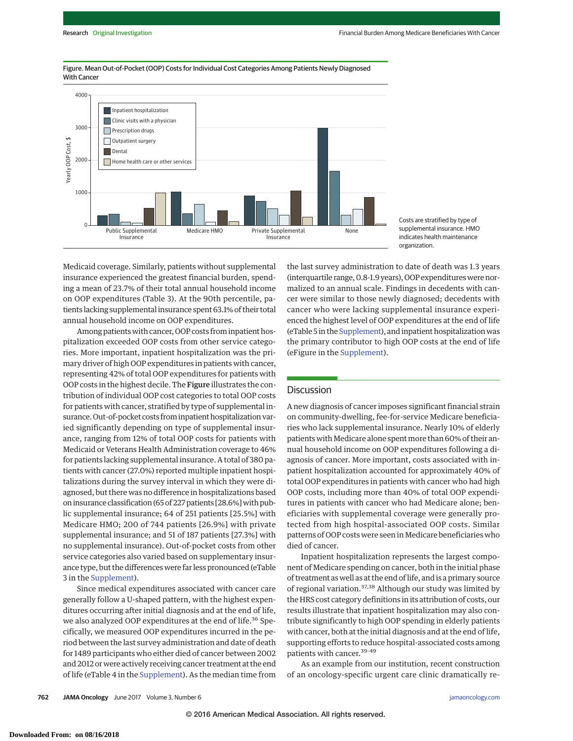Figure. Mean Out-of-Pocket (OOP) Costs for Individual Cost Categories Among Patients Newly Diagnosed With Cancer

Costs are stratified by type of supplemental insurance. HMO indicates health maintenance organization.

Medicaid coverage. Similarly, patients without supplemental insurance experienced the greatest financial burden, spending a mean of 23.7% of their total annual household income on OOP expenditures (Table 3). At the 90th percentile, patients lacking supplemental insurance spent 63.1% of their total annual household income on OOP expenditures.

Among patients with cancer, OOP costs from inpatient hospitalization exceeded OOP costs from other service categories. More important, inpatient hospitalization was the primary driver of high OOP expenditures in patients with cancer, representing 42% of total OOP expenditures for patients with OOP costs in the highest decile. The **Figure** illustrates the contribution of individual OOP cost categories to total OOP costs for patients with cancer, stratified by type of supplemental insurance. Out-of-pocket costs from inpatient hospitalization varied significantly depending on type of supplemental insurance, ranging from 12% of total OOP costs for patients with Medicaid or Veterans Health Administration coverage to 46% for patients lacking supplemental insurance. A total of 380 patients with cancer (27.0%) reported multiple inpatient hospitalizations during the survey interval in which they were diagnosed, but there was no difference in hospitalizations based on insurance classification (65 of 227 patients [28.6%] with public supplemental insurance; 64 of 251 patients [25.5%] with Medicare HMO; 200 of 744 patients [26.9%] with private supplemental insurance; and 51 of 187 patients [27.3%] with no supplemental insurance). Out-of-pocket costs from other service categories also varied based on supplementary insurance type, but the differences were far less pronounced (eTable 3 in the Supplement).

Since medical expenditures associated with cancer care generally follow a U-shaped pattern, with the highest expenditures occurring after initial diagnosis and at the end of life, we also analyzed OOP expenditures at the end of life.[36] Specifically, we measured OOP expenditures incurred in the period between the last survey administration and date of death for 1489 participants who either died of cancer between 2002 and 2012 or were actively receiving cancer treatment at the end of life (eTable 4 in the Supplement). As the median time from the last survey administration to date of death was 1.3 years (interquartile range, 0.8-1.9 years), OOP expenditures were normalized to an annual scale. Findings in decedents with cancer were similar to those newly diagnosed; decedents with cancer who were lacking supplemental insurance experienced the highest level of OOP expenditures at the end of life (eTable 5 in the Supplement), and inpatient hospitalization was the primary contributor to high OOP costs at the end of life (eFigure in the Supplement).

## Discussion

A new diagnosis of cancer imposes significant financial strain on community-dwelling, fee-for-service Medicare beneficiaries who lack supplemental insurance. Nearly 10% of elderly patients with Medicare alone spent more than 60% of their annual household income on OOP expenditures following a diagnosis of cancer. More important, costs associated with inpatient hospitalization accounted for approximately 40% of total OOP expenditures in patients with cancer who had high OOP costs, including more than 40% of total OOP expenditures in patients with cancer who had Medicare alone; beneficiaries with supplemental coverage were generally protected from high hospital-associated OOP costs. Similar patterns of OOP costs were seen in Medicare beneficiaries who died of cancer.

Inpatient hospitalization represents the largest component of Medicare spending on cancer, both in the initial phase of treatment as well as at the end of life, and is a primary source of regional variation.[37,38] Although our study was limited by the HRS cost category definitions in its attribution of costs, our results illustrate that inpatient hospitalization may also contribute significantly to high OOP spending in elderly patients with cancer, both at the initial diagnosis and at the end of life, supporting efforts to reduce hospital-associated costs among patients with cancer.[39-49]

As an example from our institution, recent construction of an oncology-specific urgent care clinic dramatically re-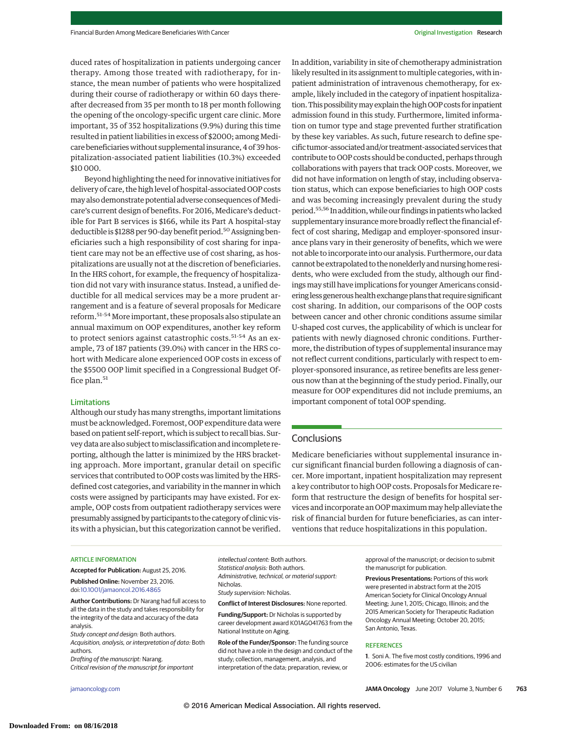duced rates of hospitalization in patients undergoing cancer therapy. Among those treated with radiotherapy, for instance, the mean number of patients who were hospitalized during their course of radiotherapy or within 60 days thereafter decreased from 35 per month to 18 per month following the opening of the oncology-specific urgent care clinic. More important, 35 of 352 hospitalizations (9.9%) during this time resulted in patient liabilities in excess of $2000; among Medicare beneficiaries without supplemental insurance, 4 of 39 hospitalization-associated patient liabilities (10.3%) exceeded $10 000.

Beyond highlighting the need for innovative initiatives for delivery of care, the high level of hospital-associated OOP costs may also demonstrate potential adverse consequences of Medicare's current design of benefits. For 2016, Medicare's deductible for Part B services is $166, while its Part A hospital-stay deductible is $1288 per 90-day benefit period.[50] Assigning beneficiaries such a high responsibility of cost sharing for inpatient care may not be an effective use of cost sharing, as hospitalizations are usually not at the discretion of beneficiaries. In the HRS cohort, for example, the frequency of hospitalization did not vary with insurance status. Instead, a unified deductible for all medical services may be a more prudent arrangement and is a feature of several proposals for Medicare reform.[51-54] More important, these proposals also stipulate an annual maximum on OOP expenditures, another key reform to protect seniors against catastrophic costs.[51-54] As an example, 73 of 187 patients (39.0%) with cancer in the HRS cohort with Medicare alone experienced OOP costs in excess of the $5500 OOP limit specified in a Congressional Budget Office plan.[51]

### Limitations

Although our study has many strengths, important limitations must be acknowledged. Foremost, OOP expenditure data were based on patient self-report, which is subject to recall bias. Survey data are also subject to misclassification and incomplete reporting, although the latter is minimized by the HRS bracketing approach. More important, granular detail on specific services that contributed to OOP costs was limited by the HRS-defined cost categories, and variability in the manner in which costs were assigned by participants may have existed. For example, OOP costs from outpatient radiotherapy services were presumably assigned by participants to the category of clinic visits with a physician, but this categorization cannot be verified. In addition, variability in site of chemotherapy administration likely resulted in its assignment to multiple categories, with inpatient administration of intravenous chemotherapy, for example, likely included in the category of inpatient hospitalization. This possibility may explain the high OOP costs for inpatient admission found in this study. Furthermore, limited information on tumor type and stage prevented further stratification by these key variables. As such, future research to define specific tumor-associated and/or treatment-associated services that contribute to OOP costs should be conducted, perhaps through collaborations with payers that track OOP costs. Moreover, we did not have information on length of stay, including observation status, which can expose beneficiaries to high OOP costs and was becoming increasingly prevalent during the study period.[55,56] In addition, while our findings in patients who lacked supplementary insurance more broadly reflect the financial effect of cost sharing, Medigap and employer-sponsored insurance plans vary in their generosity of benefits, which we were not able to incorporate into our analysis. Furthermore, our data cannot be extrapolated to the nonelderly and nursing home residents, who were excluded from the study, although our findings may still have implications for younger Americans considering less generous health exchange plans that require significant cost sharing. In addition, our comparisons of the OOP costs between cancer and other chronic conditions assume similar U-shaped cost curves, the applicability of which is unclear for patients with newly diagnosed chronic conditions. Furthermore, the distribution of types of supplemental insurance may not reflect current conditions, particularly with respect to employer-sponsored insurance, as retiree benefits are less generous now than at the beginning of the study period. Finally, our measure for OOP expenditures did not include premiums, an important component of total OOP spending.

## Conclusions

Medicare beneficiaries without supplemental insurance incur significant financial burden following a diagnosis of cancer. More important, inpatient hospitalization may represent a key contributor to high OOP costs. Proposals for Medicare reform that restructure the design of benefits for hospital services and incorporate an OOP maximum may help alleviate the risk of financial burden for future beneficiaries, as can interventions that reduce hospitalizations in this population.

### ARTICLE INFORMATION

**Accepted for Publication:** August 25, 2016.

**Published Online:** November 23, 2016. doi:10.1001/jamaoncol.2016.4865

**Author Contributions:** Dr Narang had full access to all the data in the study and takes responsibility for the integrity of the data and accuracy of the data analysis.
*Study concept and design:* Both authors.
*Acquisition, analysis, or interpretation of data:* Both authors.
*Drafting of the manuscript:* Narang.
*Critical revision of the manuscript for important intellectual content:* Both authors.
*Statistical analysis:* Both authors.
*Administrative, technical, or material support:* Nicholas.
*Study supervision:* Nicholas.

**Conflict of Interest Disclosures:** None reported.

**Funding/Support:** Dr Nicholas is supported by career development award K01AG041763 from the National Institute on Aging.

**Role of the Funder/Sponsor:** The funding source did not have a role in the design and conduct of the study; collection, management, analysis, and interpretation of the data; preparation, review, or approval of the manuscript; or decision to submit the manuscript for publication.

**Previous Presentations:** Portions of this work were presented in abstract form at the 2015 American Society for Clinical Oncology Annual Meeting; June 1, 2015; Chicago, Illinois; and the 2015 American Society for Therapeutic Radiation Oncology Annual Meeting; October 20, 2015; San Antonio, Texas.

### REFERENCES

1. Soni A. The five most costly conditions, 1996 and 2006: estimates for the US civilian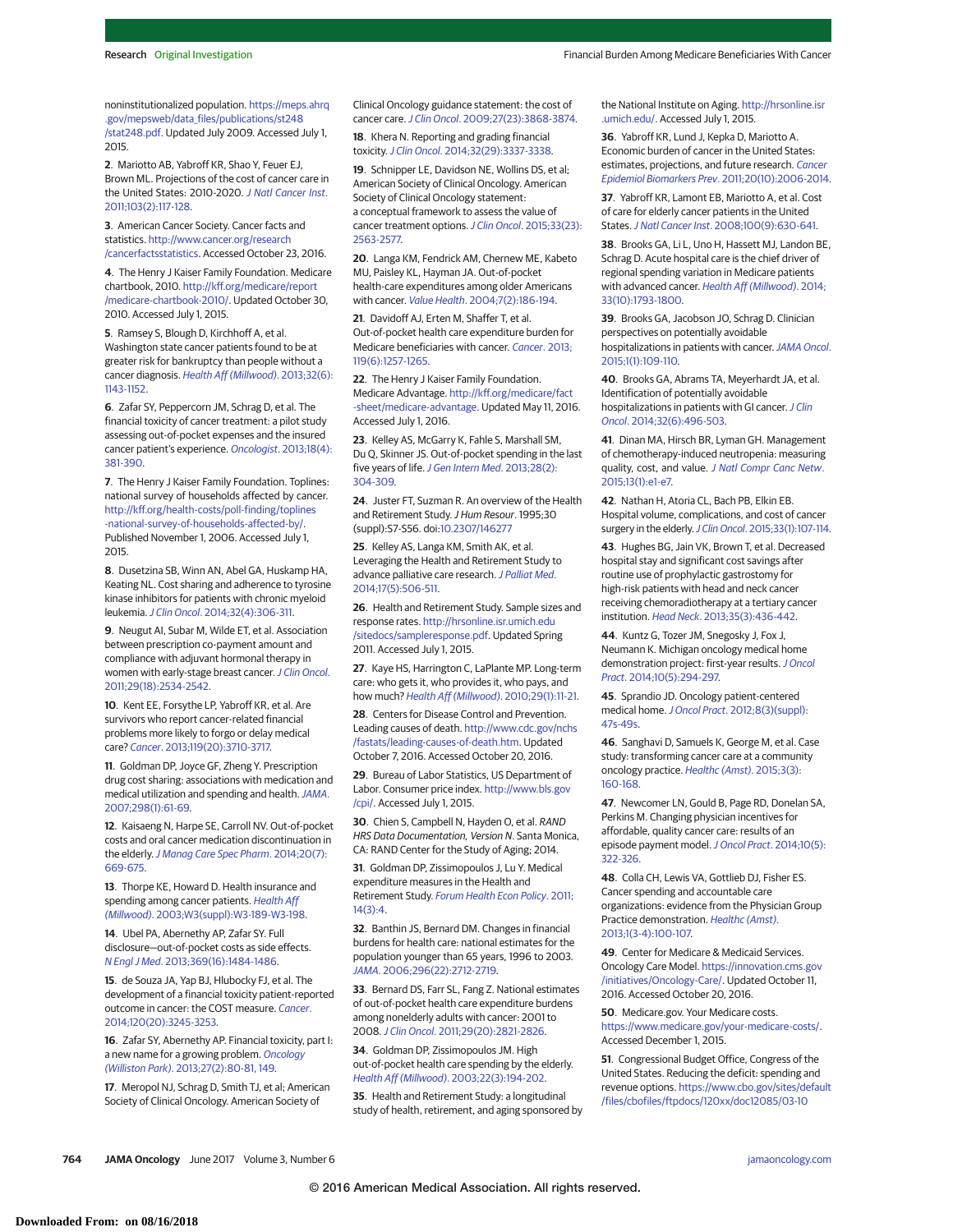noninstitutionalized population. https://meps.ahrq.gov/mepsweb/data_files/publications/st248/stat248.pdf. Updated July 2009. Accessed July 1, 2015.

2. Mariotto AB, Yabroff KR, Shao Y, Feuer EJ, Brown ML. Projections of the cost of cancer care in the United States: 2010-2020. *J Natl Cancer Inst*. 2011;103(2):117-128.

3. American Cancer Society. Cancer facts and statistics. http://www.cancer.org/research/cancerfactsstatistics. Accessed October 23, 2016.

4. The Henry J Kaiser Family Foundation. Medicare chartbook, 2010. http://kff.org/medicare/report/medicare-chartbook-2010/. Updated October 30, 2010. Accessed July 1, 2015.

5. Ramsey S, Blough D, Kirchhoff A, et al. Washington state cancer patients found to be at greater risk for bankruptcy than people without a cancer diagnosis. *Health Aff (Millwood)*. 2013;32(6):1143-1152.

6. Zafar SY, Peppercorn JM, Schrag D, et al. The financial toxicity of cancer treatment: a pilot study assessing out-of-pocket expenses and the insured cancer patient's experience. *Oncologist*. 2013;18(4):381-390.

7. The Henry J Kaiser Family Foundation. Toplines: national survey of households affected by cancer. http://kff.org/health-costs/poll-finding/toplines-national-survey-of-households-affected-by/. Published November 1, 2006. Accessed July 1, 2015.

8. Dusetzina SB, Winn AN, Abel GA, Huskamp HA, Keating NL. Cost sharing and adherence to tyrosine kinase inhibitors for patients with chronic myeloid leukemia. *J Clin Oncol*. 2014;32(4):306-311.

9. Neugut AI, Subar M, Wilde ET, et al. Association between prescription co-payment amount and compliance with adjuvant hormonal therapy in women with early-stage breast cancer. *J Clin Oncol*. 2011;29(18):2534-2542.

10. Kent EE, Forsythe LP, Yabroff KR, et al. Are survivors who report cancer-related financial problems more likely to forgo or delay medical care? *Cancer*. 2013;119(20):3710-3717.

11. Goldman DP, Joyce GF, Zheng Y. Prescription drug cost sharing: associations with medication and medical utilization and spending and health. *JAMA*. 2007;298(1):61-69.

12. Kaisaeng N, Harpe SE, Carroll NV. Out-of-pocket costs and oral cancer medication discontinuation in the elderly. *J Manag Care Spec Pharm*. 2014;20(7):669-675.

13. Thorpe KE, Howard D. Health insurance and spending among cancer patients. *Health Aff (Millwood)*. 2003;W3(suppl):W3-189-W3-198.

14. Ubel PA, Abernethy AP, Zafar SY. Full disclosure—out-of-pocket costs as side effects. *N Engl J Med*. 2013;369(16):1484-1486.

15. de Souza JA, Yap BJ, Hlubocky FJ, et al. The development of a financial toxicity patient-reported outcome in cancer: the COST measure. *Cancer*. 2014;120(20):3245-3253.

16. Zafar SY, Abernethy AP. Financial toxicity, part I: a new name for a growing problem. *Oncology (Williston Park)*. 2013;27(2):80-81, 149.

17. Meropol NJ, Schrag D, Smith TJ, et al; American Society of Clinical Oncology. American Society of Clinical Oncology guidance statement: the cost of cancer care. *J Clin Oncol*. 2009;27(23):3868-3874.

18. Khera N. Reporting and grading financial toxicity. *J Clin Oncol*. 2014;32(29):3337-3338.

19. Schnipper LE, Davidson NE, Wollins DS, et al; American Society of Clinical Oncology. American Society of Clinical Oncology statement: a conceptual framework to assess the value of cancer treatment options. *J Clin Oncol*. 2015;33(23):2563-2577.

20. Langa KM, Fendrick AM, Chernew ME, Kabeto MU, Paisley KL, Hayman JA. Out-of-pocket health-care expenditures among older Americans with cancer. *Value Health*. 2004;7(2):186-194.

21. Davidoff AJ, Erten M, Shaffer T, et al. Out-of-pocket health care expenditure burden for Medicare beneficiaries with cancer. *Cancer*. 2013;119(6):1257-1265.

22. The Henry J Kaiser Family Foundation. Medicare Advantage. http://kff.org/medicare/fact-sheet/medicare-advantage. Updated May 11, 2016. Accessed July 1, 2016.

23. Kelley AS, McGarry K, Fahle S, Marshall SM, Du Q, Skinner JS. Out-of-pocket spending in the last five years of life. *J Gen Intern Med*. 2013;28(2):304-309.

24. Juster FT, Suzman R. An overview of the Health and Retirement Study. *J Hum Resour*. 1995;30(suppl):S7-S56. doi:10.2307/146277

25. Kelley AS, Langa KM, Smith AK, et al. Leveraging the Health and Retirement Study to advance palliative care research. *J Palliat Med*. 2014;17(5):506-511.

26. Health and Retirement Study. Sample sizes and response rates. http://hrsonline.isr.umich.edu/sitedocs/sampleresponse.pdf. Updated Spring 2011. Accessed July 1, 2015.

27. Kaye HS, Harrington C, LaPlante MP. Long-term care: who gets it, who provides it, who pays, and how much? *Health Aff (Millwood)*. 2010;29(1):11-21.

28. Centers for Disease Control and Prevention. Leading causes of death. http://www.cdc.gov/nchs/fastats/leading-causes-of-death.htm. Updated October 7, 2016. Accessed October 20, 2016.

29. Bureau of Labor Statistics, US Department of Labor. Consumer price index. http://www.bls.gov/cpi/. Accessed July 1, 2015.

30. Chien S, Campbell N, Hayden O, et al. *RAND HRS Data Documentation, Version N*. Santa Monica, CA: RAND Center for the Study of Aging; 2014.

31. Goldman DP, Zissimopoulos J, Lu Y. Medical expenditure measures in the Health and Retirement Study. *Forum Health Econ Policy*. 2011;14(3):4.

32. Banthin JS, Bernard DM. Changes in financial burdens for health care: national estimates for the population younger than 65 years, 1996 to 2003. *JAMA*. 2006;296(22):2712-2719.

33. Bernard DS, Farr SL, Fang Z. National estimates of out-of-pocket health care expenditure burdens among nonelderly adults with cancer: 2001 to 2008. *J Clin Oncol*. 2011;29(20):2821-2826.

34. Goldman DP, Zissimopoulos JM. High out-of-pocket health care spending by the elderly. *Health Aff (Millwood)*. 2003;22(3):194-202.

35. Health and Retirement Study: a longitudinal study of health, retirement, and aging sponsored by the National Institute on Aging. http://hrsonline.isr.umich.edu/. Accessed July 1, 2015.

36. Yabroff KR, Lund J, Kepka D, Mariotto A. Economic burden of cancer in the United States: estimates, projections, and future research. *Cancer Epidemiol Biomarkers Prev*. 2011;20(10):2006-2014.

37. Yabroff KR, Lamont EB, Mariotto A, et al. Cost of care for elderly cancer patients in the United States. *J Natl Cancer Inst*. 2008;100(9):630-641.

38. Brooks GA, Li L, Uno H, Hassett MJ, Landon BE, Schrag D. Acute hospital care is the chief driver of regional spending variation in Medicare patients with advanced cancer. *Health Aff (Millwood)*. 2014;33(10):1793-1800.

39. Brooks GA, Jacobson JO, Schrag D. Clinician perspectives on potentially avoidable hospitalizations in patients with cancer. *JAMA Oncol*. 2015;1(1):109-110.

40. Brooks GA, Abrams TA, Meyerhardt JA, et al. Identification of potentially avoidable hospitalizations in patients with GI cancer. *J Clin Oncol*. 2014;32(6):496-503.

41. Dinan MA, Hirsch BR, Lyman GH. Management of chemotherapy-induced neutropenia: measuring quality, cost, and value. *J Natl Compr Canc Netw*. 2015;13(1):e1-e7.

42. Nathan H, Atoria CL, Bach PB, Elkin EB. Hospital volume, complications, and cost of cancer surgery in the elderly. *J Clin Oncol*. 2015;33(1):107-114.

43. Hughes BG, Jain VK, Brown T, et al. Decreased hospital stay and significant cost savings after routine use of prophylactic gastrostomy for high-risk patients with head and neck cancer receiving chemoradiotherapy at a tertiary cancer institution. *Head Neck*. 2013;35(3):436-442.

44. Kuntz G, Tozer JM, Snegosky J, Fox J, Neumann K. Michigan oncology medical home demonstration project: first-year results. *J Oncol Pract*. 2014;10(5):294-297.

45. Sprandio JD. Oncology patient-centered medical home. *J Oncol Pract*. 2012;8(3)(suppl):47s-49s.

46. Sanghavi D, Samuels K, George M, et al. Case study: transforming cancer care at a community oncology practice. *Healthc (Amst)*. 2015;3(3):160-168.

47. Newcomer LN, Gould B, Page RD, Donelan SA, Perkins M. Changing physician incentives for affordable, quality cancer care: results of an episode payment model. *J Oncol Pract*. 2014;10(5):322-326.

48. Colla CH, Lewis VA, Gottlieb DJ, Fisher ES. Cancer spending and accountable care organizations: evidence from the Physician Group Practice demonstration. *Healthc (Amst)*. 2013;1(3-4):100-107.

49. Center for Medicare & Medicaid Services. Oncology Care Model. https://innovation.cms.gov/initiatives/Oncology-Care/. Updated October 11, 2016. Accessed October 20, 2016.

50. Medicare.gov. Your Medicare costs. https://www.medicare.gov/your-medicare-costs/. Accessed December 1, 2015.

51. Congressional Budget Office, Congress of the United States. Reducing the deficit: spending and revenue options. https://www.cbo.gov/sites/default/files/cbofiles/ftpdocs/120xx/doc12085/03-10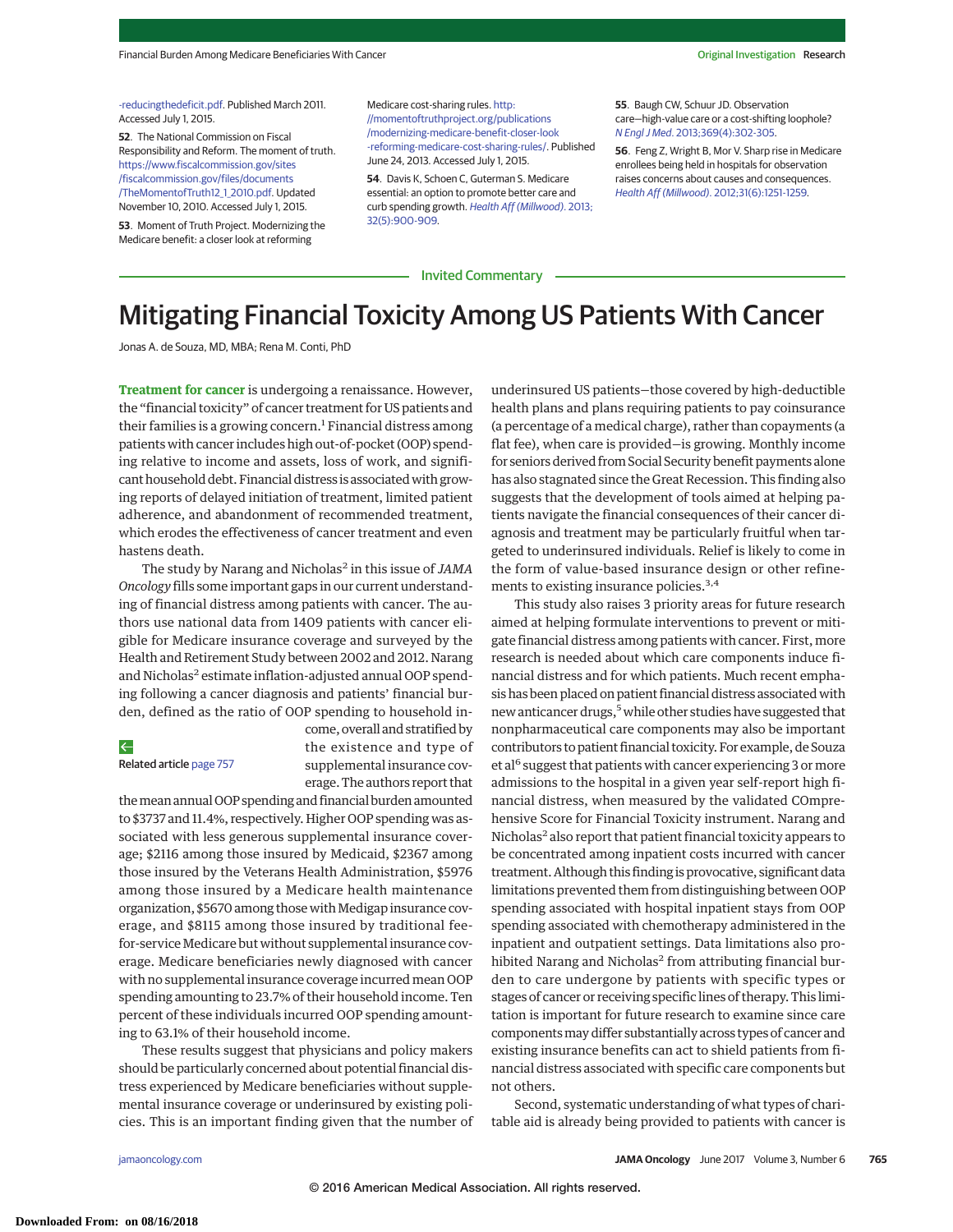-reducingthedeficit.pdf. Published March 2011. Accessed July 1, 2015.

52. The National Commission on Fiscal Responsibility and Reform. The moment of truth. https://www.fiscalcommission.gov/sites/fiscalcommission.gov/files/documents/TheMomentofTruth12_1_2010.pdf. Updated November 10, 2010. Accessed July 1, 2015.

53. Moment of Truth Project. Modernizing the Medicare benefit: a closer look at reforming Medicare cost-sharing rules. http://momentoftruthproject.org/publications/modernizing-medicare-benefit-closer-look-reforming-medicare-cost-sharing-rules/. Published June 24, 2013. Accessed July 1, 2015.

54. Davis K, Schoen C, Guterman S. Medicare essential: an option to promote better care and curb spending growth. *Health Aff (Millwood)*. 2013; 32(5):900-909.

55. Baugh CW, Schuur JD. Observation care—high-value care or a cost-shifting loophole? *N Engl J Med*. 2013;369(4):302-305.

56. Feng Z, Wright B, Mor V. Sharp rise in Medicare enrollees being held in hospitals for observation raises concerns about causes and consequences. *Health Aff (Millwood)*. 2012;31(6):1251-1259.

Invited Commentary

# Mitigating Financial Toxicity Among US Patients With Cancer

Jonas A. de Souza, MD, MBA; Rena M. Conti, PhD

**Treatment for cancer** is undergoing a renaissance. However, the "financial toxicity" of cancer treatment for US patients and their families is a growing concern.[1] Financial distress among patients with cancer includes high out-of-pocket (OOP) spending relative to income and assets, loss of work, and significant household debt. Financial distress is associated with growing reports of delayed initiation of treatment, limited patient adherence, and abandonment of recommended treatment, which erodes the effectiveness of cancer treatment and even hastens death.

The study by Narang and Nicholas[2] in this issue of *JAMA Oncology* fills some important gaps in our current understanding of financial distress among patients with cancer. The authors use national data from 1409 patients with cancer eligible for Medicare insurance coverage and surveyed by the Health and Retirement Study between 2002 and 2012. Narang and Nicholas[2] estimate inflation-adjusted annual OOP spending following a cancer diagnosis and patients' financial burden, defined as the ratio of OOP spending to household income, overall and stratified by the existence and type of supplemental insurance coverage. The authors report that the mean annual OOP spending and financial burden amounted to $3737 and 11.4%, respectively. Higher OOP spending was associated with less generous supplemental insurance coverage; $2116 among those insured by Medicaid, $2367 among those insured by the Veterans Health Administration, $5976 among those insured by a Medicare health maintenance organization, $5670 among those with Medigap insurance coverage, and $8115 among those insured by traditional fee-for-service Medicare but without supplemental insurance coverage. Medicare beneficiaries newly diagnosed with cancer with no supplemental insurance coverage incurred mean OOP spending amounting to 23.7% of their household income. Ten percent of these individuals incurred OOP spending amounting to 63.1% of their household income.

Related article page 757

These results suggest that physicians and policy makers should be particularly concerned about potential financial distress experienced by Medicare beneficiaries without supplemental insurance coverage or underinsured by existing policies. This is an important finding given that the number of underinsured US patients—those covered by high-deductible health plans and plans requiring patients to pay coinsurance (a percentage of a medical charge), rather than copayments (a flat fee), when care is provided—is growing. Monthly income for seniors derived from Social Security benefit payments alone has also stagnated since the Great Recession. This finding also suggests that the development of tools aimed at helping patients navigate the financial consequences of their cancer diagnosis and treatment may be particularly fruitful when targeted to underinsured individuals. Relief is likely to come in the form of value-based insurance design or other refinements to existing insurance policies.[3,4]

This study also raises 3 priority areas for future research aimed at helping formulate interventions to prevent or mitigate financial distress among patients with cancer. First, more research is needed about which care components induce financial distress and for which patients. Much recent emphasis has been placed on patient financial distress associated with new anticancer drugs,[5] while other studies have suggested that nonpharmaceutical care components may also be important contributors to patient financial toxicity. For example, de Souza et al[6] suggest that patients with cancer experiencing 3 or more admissions to the hospital in a given year self-report high financial distress, when measured by the validated COmprehensive Score for Financial Toxicity instrument. Narang and Nicholas[2] also report that patient financial toxicity appears to be concentrated among inpatient costs incurred with cancer treatment. Although this finding is provocative, significant data limitations prevented them from distinguishing between OOP spending associated with hospital inpatient stays from OOP spending associated with chemotherapy administered in the inpatient and outpatient settings. Data limitations also prohibited Narang and Nicholas[2] from attributing financial burden to care undergone by patients with specific types or stages of cancer or receiving specific lines of therapy. This limitation is important for future research to examine since care components may differ substantially across types of cancer and existing insurance benefits can act to shield patients from financial distress associated with specific care components but not others.

Second, systematic understanding of what types of charitable aid is already being provided to patients with cancer is